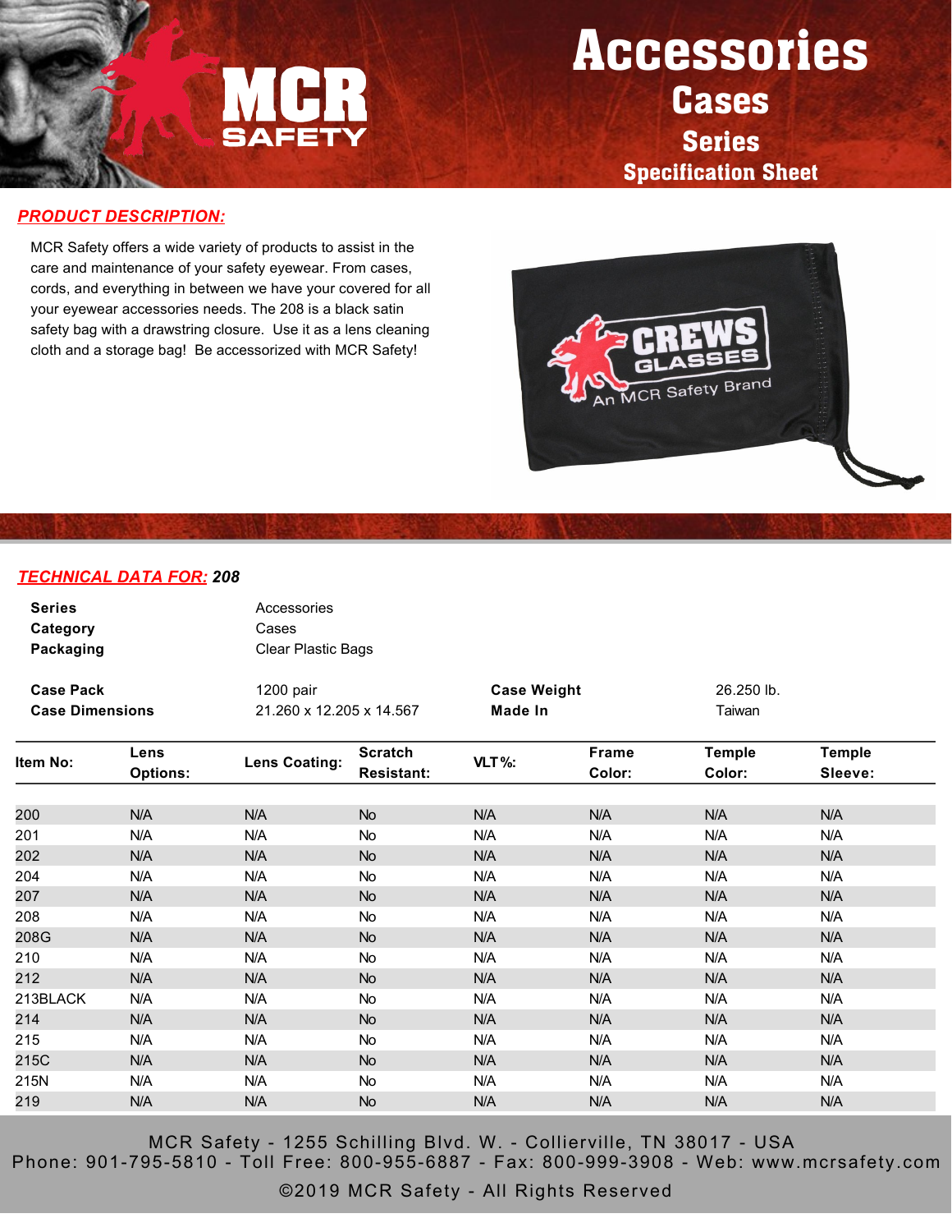# Accessories

## Cases

### Series

### Specification Sheet

**PRODUCT DESCRIPTION:**

MCR Safety offers a wide variety of products to assist in the care and maintenance of your safety eyewear. From cases, cords, and everything in between we have your covered for all your eyewear accessories needs. The 208 is a black satin safety bag with a drawstring closure. Use it as a lens cleaning cloth and a storage bag! Be accessorized with MCR Safety!

**TECHNICAL DATA FOR: *208***

| | |
|---|---|
| **Series** | Accessories |
| **Category** | Cases |
| **Packaging** | Clear Plastic Bags |

| | | | |
|---|---|---|---|
| **Case Pack** | 1200 pair | **Case Weight** | 26.250 lb. |
| **Case Dimensions** | 21.260 x 12.205 x 14.567 | **Made In** | Taiwan |

| Item No: | Lens Options: | Lens Coating: | Scratch Resistant: | VLT%: | Frame Color: | Temple Color: | Temple Sleeve: |
|---|---|---|---|---|---|---|---|
| 200 | N/A | N/A | No | N/A | N/A | N/A | N/A |
| 201 | N/A | N/A | No | N/A | N/A | N/A | N/A |
| 202 | N/A | N/A | No | N/A | N/A | N/A | N/A |
| 204 | N/A | N/A | No | N/A | N/A | N/A | N/A |
| 207 | N/A | N/A | No | N/A | N/A | N/A | N/A |
| 208 | N/A | N/A | No | N/A | N/A | N/A | N/A |
| 208G | N/A | N/A | No | N/A | N/A | N/A | N/A |
| 210 | N/A | N/A | No | N/A | N/A | N/A | N/A |
| 212 | N/A | N/A | No | N/A | N/A | N/A | N/A |
| 213BLACK | N/A | N/A | No | N/A | N/A | N/A | N/A |
| 214 | N/A | N/A | No | N/A | N/A | N/A | N/A |
| 215 | N/A | N/A | No | N/A | N/A | N/A | N/A |
| 215C | N/A | N/A | No | N/A | N/A | N/A | N/A |
| 215N | N/A | N/A | No | N/A | N/A | N/A | N/A |
| 219 | N/A | N/A | No | N/A | N/A | N/A | N/A |

MCR Safety - 1255 Schilling Blvd. W. - Collierville, TN 38017 - USA
Phone: 901-795-5810 - Toll Free: 800-955-6887 - Fax: 800-999-3908 - Web: www.mcrsafety.com
©2019 MCR Safety - All Rights Reserved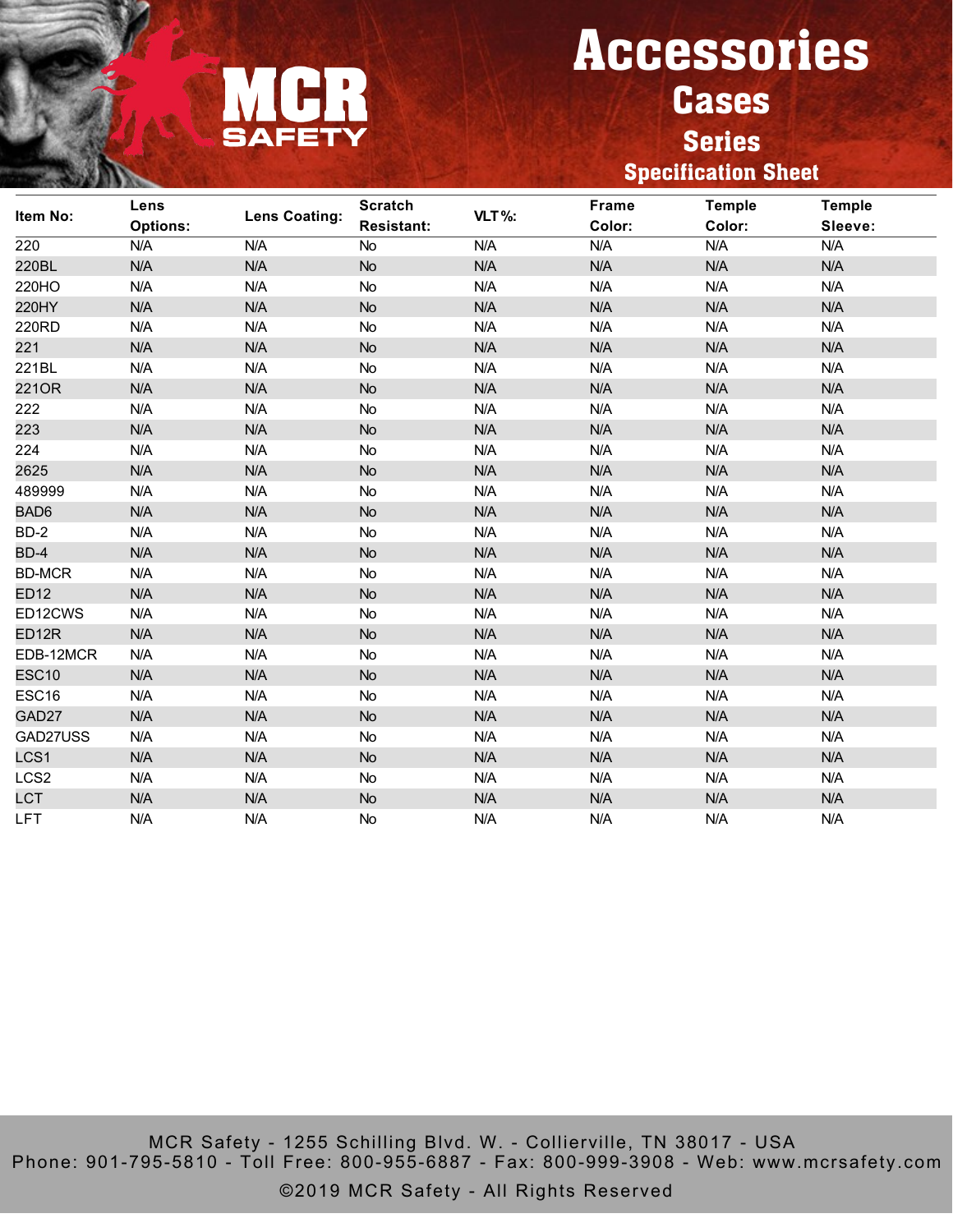# Accessories

## Cases

### Series

### Specification Sheet

| Item No: | Lens Options: | Lens Coating: | Scratch Resistant: | VLT%: | Frame Color: | Temple Color: | Temple Sleeve: |
|---|---|---|---|---|---|---|---|
| 220 | N/A | N/A | No | N/A | N/A | N/A | N/A |
| 220BL | N/A | N/A | No | N/A | N/A | N/A | N/A |
| 220HO | N/A | N/A | No | N/A | N/A | N/A | N/A |
| 220HY | N/A | N/A | No | N/A | N/A | N/A | N/A |
| 220RD | N/A | N/A | No | N/A | N/A | N/A | N/A |
| 221 | N/A | N/A | No | N/A | N/A | N/A | N/A |
| 221BL | N/A | N/A | No | N/A | N/A | N/A | N/A |
| 221OR | N/A | N/A | No | N/A | N/A | N/A | N/A |
| 222 | N/A | N/A | No | N/A | N/A | N/A | N/A |
| 223 | N/A | N/A | No | N/A | N/A | N/A | N/A |
| 224 | N/A | N/A | No | N/A | N/A | N/A | N/A |
| 2625 | N/A | N/A | No | N/A | N/A | N/A | N/A |
| 489999 | N/A | N/A | No | N/A | N/A | N/A | N/A |
| BAD6 | N/A | N/A | No | N/A | N/A | N/A | N/A |
| BD-2 | N/A | N/A | No | N/A | N/A | N/A | N/A |
| BD-4 | N/A | N/A | No | N/A | N/A | N/A | N/A |
| BD-MCR | N/A | N/A | No | N/A | N/A | N/A | N/A |
| ED12 | N/A | N/A | No | N/A | N/A | N/A | N/A |
| ED12CWS | N/A | N/A | No | N/A | N/A | N/A | N/A |
| ED12R | N/A | N/A | No | N/A | N/A | N/A | N/A |
| EDB-12MCR | N/A | N/A | No | N/A | N/A | N/A | N/A |
| ESC10 | N/A | N/A | No | N/A | N/A | N/A | N/A |
| ESC16 | N/A | N/A | No | N/A | N/A | N/A | N/A |
| GAD27 | N/A | N/A | No | N/A | N/A | N/A | N/A |
| GAD27USS | N/A | N/A | No | N/A | N/A | N/A | N/A |
| LCS1 | N/A | N/A | No | N/A | N/A | N/A | N/A |
| LCS2 | N/A | N/A | No | N/A | N/A | N/A | N/A |
| LCT | N/A | N/A | No | N/A | N/A | N/A | N/A |
| LFT | N/A | N/A | No | N/A | N/A | N/A | N/A |

MCR Safety - 1255 Schilling Blvd. W. - Collierville, TN 38017 - USA
Phone: 901-795-5810 - Toll Free: 800-955-6887 - Fax: 800-999-3908 - Web: www.mcrsafety.com

©2019 MCR Safety - All Rights Reserved